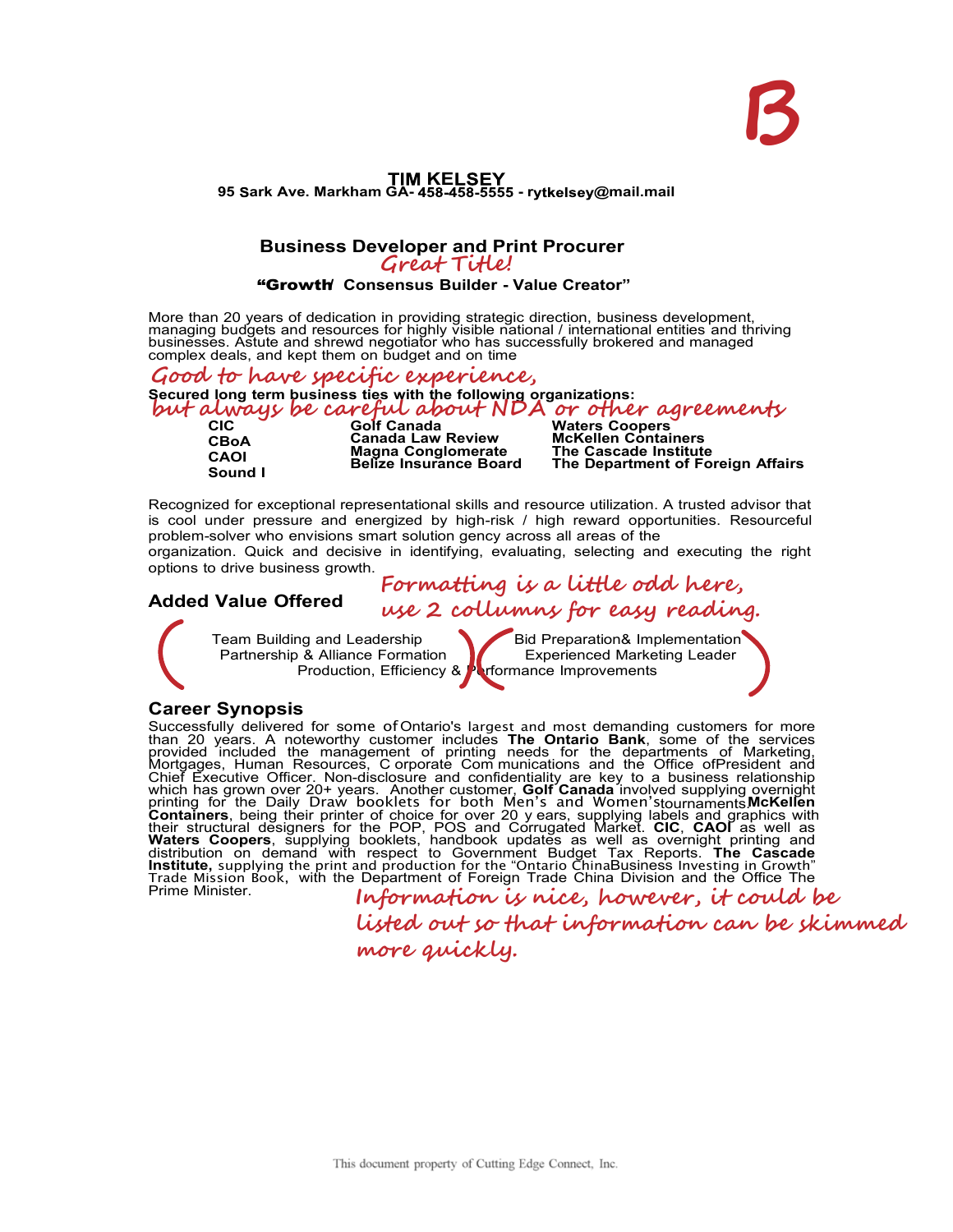B

# TIM KELSEY

**95 Sark Ave. Markham GA- 458-458-5555 - rytkelsey@mail.mail**

## Business Developer and Print Procurer

*Great Title!*

**"Growth/ Consensus Builder - Value Creator"**

More than 20 years of dedication in providing strategic direction, business development, managing budgets and resources for highly visible national / international entities and thriving businesses. Astute and shrewd negotiator who has successfully brokered and managed complex deals, and kept them on budget and on time

*Good to have specific experience,*

**Secured long term business ties with the following organizations:**

*but always be careful about NDA or other agreements*

| | | |
|---|---|---|
| **CIC** | **Golf Canada** | **Waters Coopers** |
| **CBoA** | **Canada Law Review** | **McKellen Containers** |
| **CAOI** | **Magna Conglomerate** | **The Cascade Institute** |
| **Sound I** | **Belize Insurance Board** | **The Department of Foreign Affairs** |

Recognized for exceptional representational skills and resource utilization. A trusted advisor that is cool under pressure and energized by high-risk / high reward opportunities. Resourceful problem-solver who envisions smart solution gency across all areas of the organization. Quick and decisive in identifying, evaluating, selecting and executing the right options to drive business growth.

*Formatting is a little odd here, use 2 collumns for easy reading.*

## Added Value Offered

Team Building and Leadership
Bid Preparation& Implementation
Partnership & Alliance Formation
Experienced Marketing Leader
Production, Efficiency & Performance Improvements

## Career Synopsis

Successfully delivered for some of Ontario's largest and most demanding customers for more than 20 years. A noteworthy customer includes **The Ontario Bank**, some of the services provided included the management of printing needs for the departments of Marketing, Mortgages, Human Resources, C orporate Com munications and the Office ofPresident and Chief Executive Officer. Non-disclosure and confidentiality are key to a business relationship which has grown over 20+ years. Another customer, **Golf Canada** involved supplying overnight printing for the Daily Draw booklets for both Men's and Women's tournaments **McKellen Containers**, being their printer of choice for over 20 y ears, supplying labels and graphics with their structural designers for the POP, POS and Corrugated Market. **CIC**, **CAOI** as well as **Waters Coopers**, supplying booklets, handbook updates as well as overnight printing and distribution on demand with respect to Government Budget Tax Reports. **The Cascade Institute,** supplying the print and production for the "Ontario ChinaBusiness Investing in Growth" Trade Mission Book, with the Department of Foreign Trade China Division and the Office The Prime Minister.

*Information is nice, however, it could be listed out so that information can be skimmed more quickly.*

This document property of Cutting Edge Connect, Inc.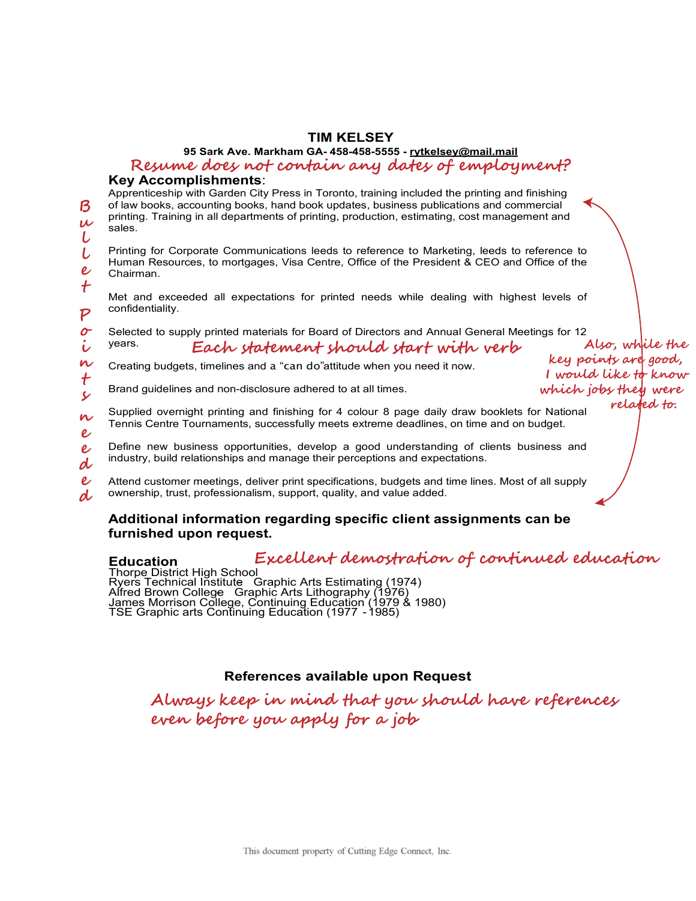# TIM KELSEY

**95 Sark Ave. Markham GA- 458-458-5555 - rytkelsey@mail.mail**

*Resume does not contain any dates of employment?*

## Key Accomplishments:

*Bullet Points needed*

Apprenticeship with Garden City Press in Toronto, training included the printing and finishing of law books, accounting books, hand book updates, business publications and commercial printing. Training in all departments of printing, production, estimating, cost management and sales.

Printing for Corporate Communications leeds to reference to Marketing, leeds to reference to Human Resources, to mortgages, Visa Centre, Office of the President & CEO and Office of the Chairman.

Met and exceeded all expectations for printed needs while dealing with highest levels of confidentiality.

Selected to supply printed materials for Board of Directors and Annual General Meetings for 12 years.

*Each statement should start with verb*

*Also, while the key points are good, I would like to know which jobs they were related to.*

Creating budgets, timelines and a "can do"attitude when you need it now.

Brand guidelines and non-disclosure adhered to at all times.

Supplied overnight printing and finishing for 4 colour 8 page daily draw booklets for National Tennis Centre Tournaments, successfully meets extreme deadlines, on time and on budget.

Define new business opportunities, develop a good understanding of clients business and industry, build relationships and manage their perceptions and expectations.

Attend customer meetings, deliver print specifications, budgets and time lines. Most of all supply ownership, trust, professionalism, support, quality, and value added.

**Additional information regarding specific client assignments can be furnished upon request.**

## Education

*Excellent demostration of continued education*

Thorpe District High School
Ryers Technical Institute Graphic Arts Estimating (1974)
Alfred Brown College Graphic Arts Lithography (1976)
James Morrison College, Continuing Education (1979 & 1980)
TSE Graphic arts Continuing Education (1977 - 1985)

**References available upon Request**

*Always keep in mind that you should have references even before you apply for a job*

This document property of Cutting Edge Connect, Inc.